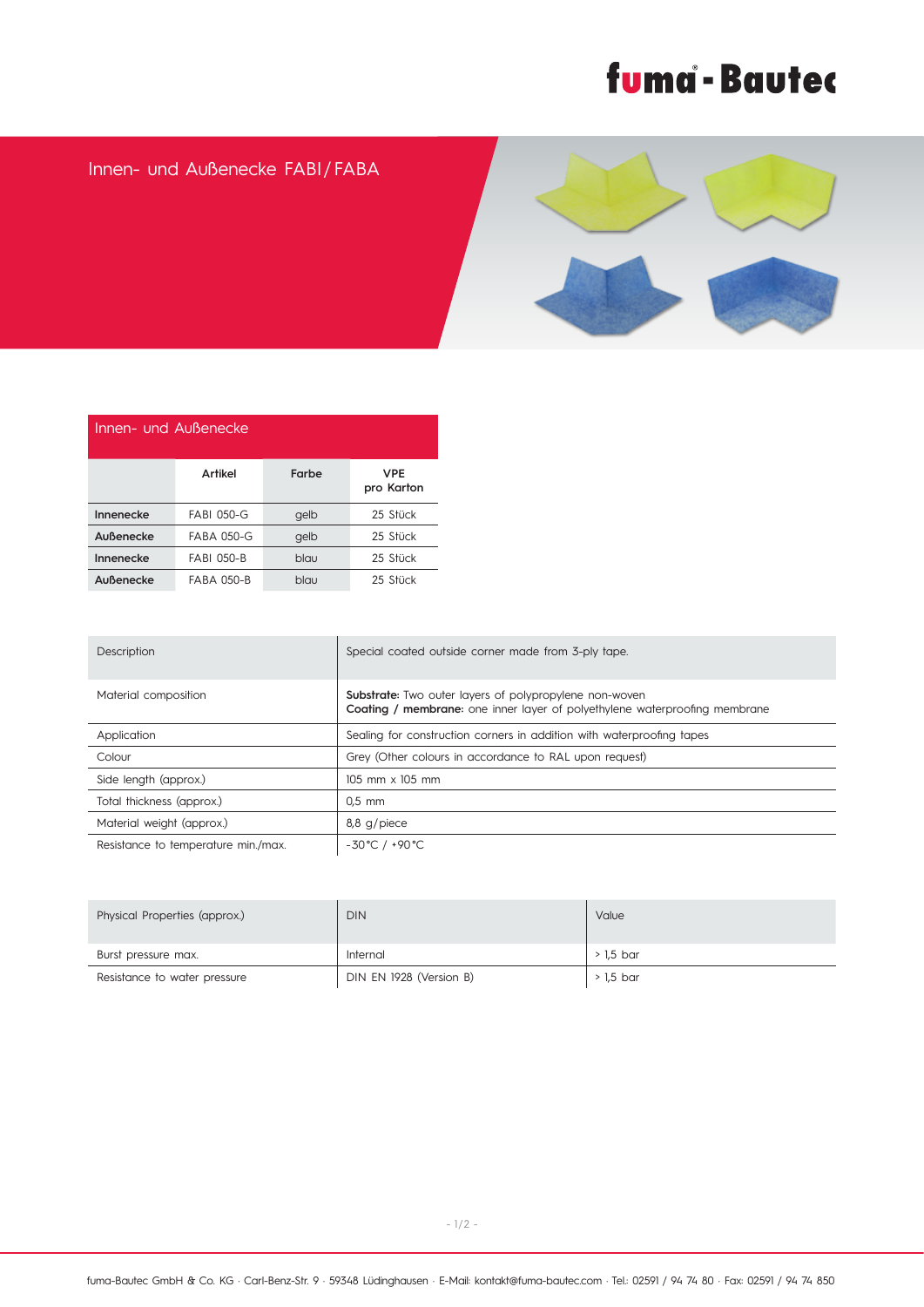# Innen- und Außenecke FABI / FABA

| Innen- und Außenecke | | | |
|---|---|---|---|
| | Artikel | Farbe | VPE pro Karton |
| **Innenecke** | FABI 050-G | gelb | 25 Stück |
| **Außenecke** | FABA 050-G | gelb | 25 Stück |
| **Innenecke** | FABI 050-B | blau | 25 Stück |
| **Außenecke** | FABA 050-B | blau | 25 Stück |

| Description | Special coated outside corner made from 3-ply tape. |
|---|---|
| Material composition | **Substrate:** Two outer layers of polypropylene non-woven<br>**Coating / membrane:** one inner layer of polyethylene waterproofing membrane |
| Application | Sealing for construction corners in addition with waterproofing tapes |
| Colour | Grey (Other colours in accordance to RAL upon request) |
| Side length (approx.) | 105 mm x 105 mm |
| Total thickness (approx.) | 0,5 mm |
| Material weight (approx.) | 8,8 g/piece |
| Resistance to temperature min./max. | -30 °C / +90 °C |

| Physical Properties (approx.) | DIN | Value |
|---|---|---|
| Burst pressure max. | Internal | > 1,5 bar |
| Resistance to water pressure | DIN EN 1928 (Version B) | > 1,5 bar |

fuma-Bautec GmbH & Co. KG · Carl-Benz-Str. 9 · 59348 Lüdinghausen · E-Mail: kontakt@fuma-bautec.com · Tel.: 02591 / 94 74 80 · Fax: 02591 / 94 74 850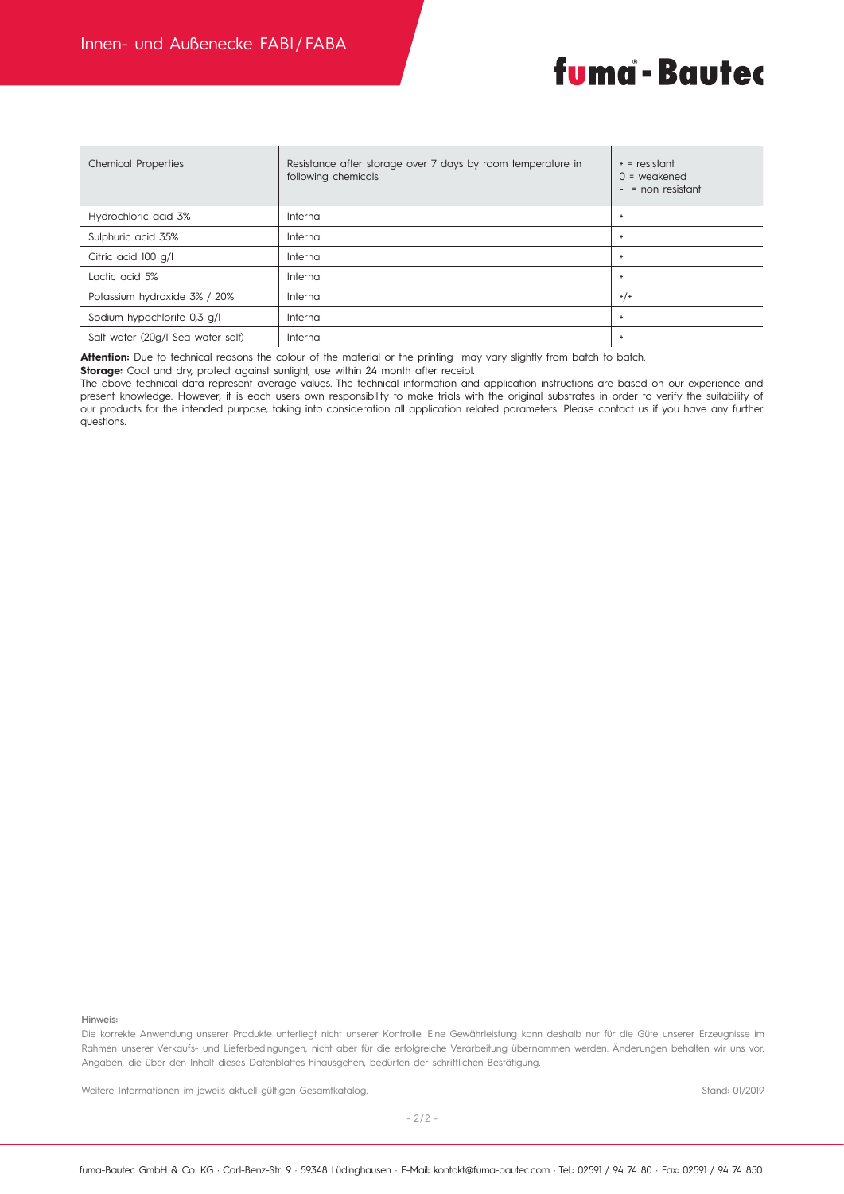| Chemical Properties | Resistance after storage over 7 days by room temperature in following chemicals | + = resistant<br>0 = weakened<br>- = non resistant |
|---|---|---|
| Hydrochloric acid 3% | Internal | + |
| Sulphuric acid 35% | Internal | + |
| Citric acid 100 g/l | Internal | + |
| Lactic acid 5% | Internal | + |
| Potassium hydroxide 3% / 20% | Internal | +/+ |
| Sodium hypochlorite 0,3 g/l | Internal | + |
| Salt water (20g/l Sea water salt) | Internal | + |

**Attention:** Due to technical reasons the colour of the material or the printing may vary slightly from batch to batch.
**Storage:** Cool and dry, protect against sunlight, use within 24 month after receipt.
The above technical data represent average values. The technical information and application instructions are based on our experience and present knowledge. However, it is each users own responsibility to make trials with the original substrates in order to verify the suitability of our products for the intended purpose, taking into consideration all application related parameters. Please contact us if you have any further questions.

**Hinweis:**

Die korrekte Anwendung unserer Produkte unterliegt nicht unserer Kontrolle. Eine Gewährleistung kann deshalb nur für die Güte unserer Erzeugnisse im Rahmen unserer Verkaufs- und Lieferbedingungen, nicht aber für die erfolgreiche Verarbeitung übernommen werden. Änderungen behalten wir uns vor. Angaben, die über den Inhalt dieses Datenblattes hinausgehen, bedürfen der schriftlichen Bestätigung.

Weitere Informationen im jeweils aktuell gültigen Gesamtkatalog.

Stand: 01/2019